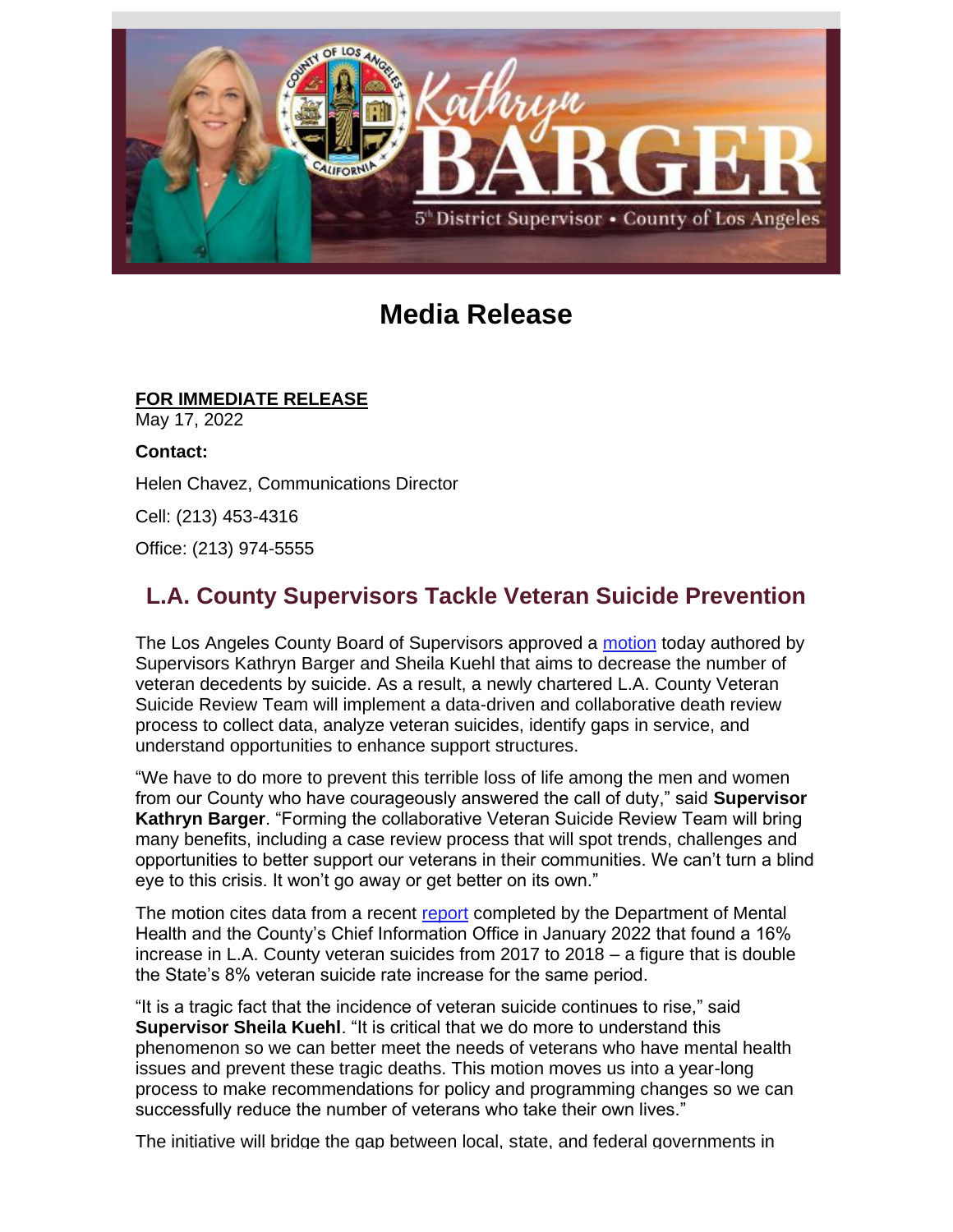# Media Release

**FOR IMMEDIATE RELEASE**
May 17, 2022

**Contact:**

Helen Chavez, Communications Director

Cell: (213) 453-4316

Office: (213) 974-5555

## L.A. County Supervisors Tackle Veteran Suicide Prevention

The Los Angeles County Board of Supervisors approved a motion today authored by Supervisors Kathryn Barger and Sheila Kuehl that aims to decrease the number of veteran decedents by suicide. As a result, a newly chartered L.A. County Veteran Suicide Review Team will implement a data-driven and collaborative death review process to collect data, analyze veteran suicides, identify gaps in service, and understand opportunities to enhance support structures.

"We have to do more to prevent this terrible loss of life among the men and women from our County who have courageously answered the call of duty," said **Supervisor Kathryn Barger**. "Forming the collaborative Veteran Suicide Review Team will bring many benefits, including a case review process that will spot trends, challenges and opportunities to better support our veterans in their communities. We can't turn a blind eye to this crisis. It won't go away or get better on its own."

The motion cites data from a recent report completed by the Department of Mental Health and the County's Chief Information Office in January 2022 that found a 16% increase in L.A. County veteran suicides from 2017 to 2018 – a figure that is double the State's 8% veteran suicide rate increase for the same period.

"It is a tragic fact that the incidence of veteran suicide continues to rise," said **Supervisor Sheila Kuehl**. "It is critical that we do more to understand this phenomenon so we can better meet the needs of veterans who have mental health issues and prevent these tragic deaths. This motion moves us into a year-long process to make recommendations for policy and programming changes so we can successfully reduce the number of veterans who take their own lives."

The initiative will bridge the gap between local, state, and federal governments in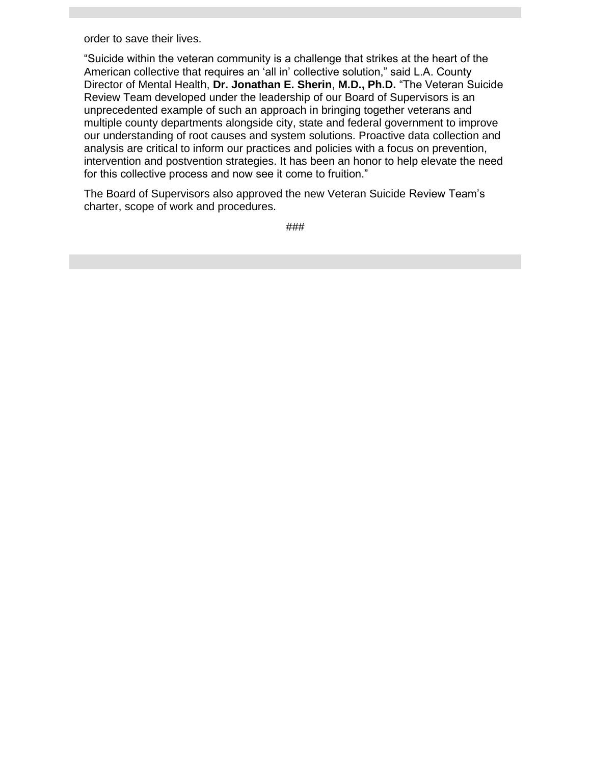order to save their lives.

“Suicide within the veteran community is a challenge that strikes at the heart of the American collective that requires an ‘all in’ collective solution,” said L.A. County Director of Mental Health, **Dr. Jonathan E. Sherin**, **M.D., Ph.D.** “The Veteran Suicide Review Team developed under the leadership of our Board of Supervisors is an unprecedented example of such an approach in bringing together veterans and multiple county departments alongside city, state and federal government to improve our understanding of root causes and system solutions. Proactive data collection and analysis are critical to inform our practices and policies with a focus on prevention, intervention and postvention strategies. It has been an honor to help elevate the need for this collective process and now see it come to fruition.”

The Board of Supervisors also approved the new Veteran Suicide Review Team’s charter, scope of work and procedures.

###